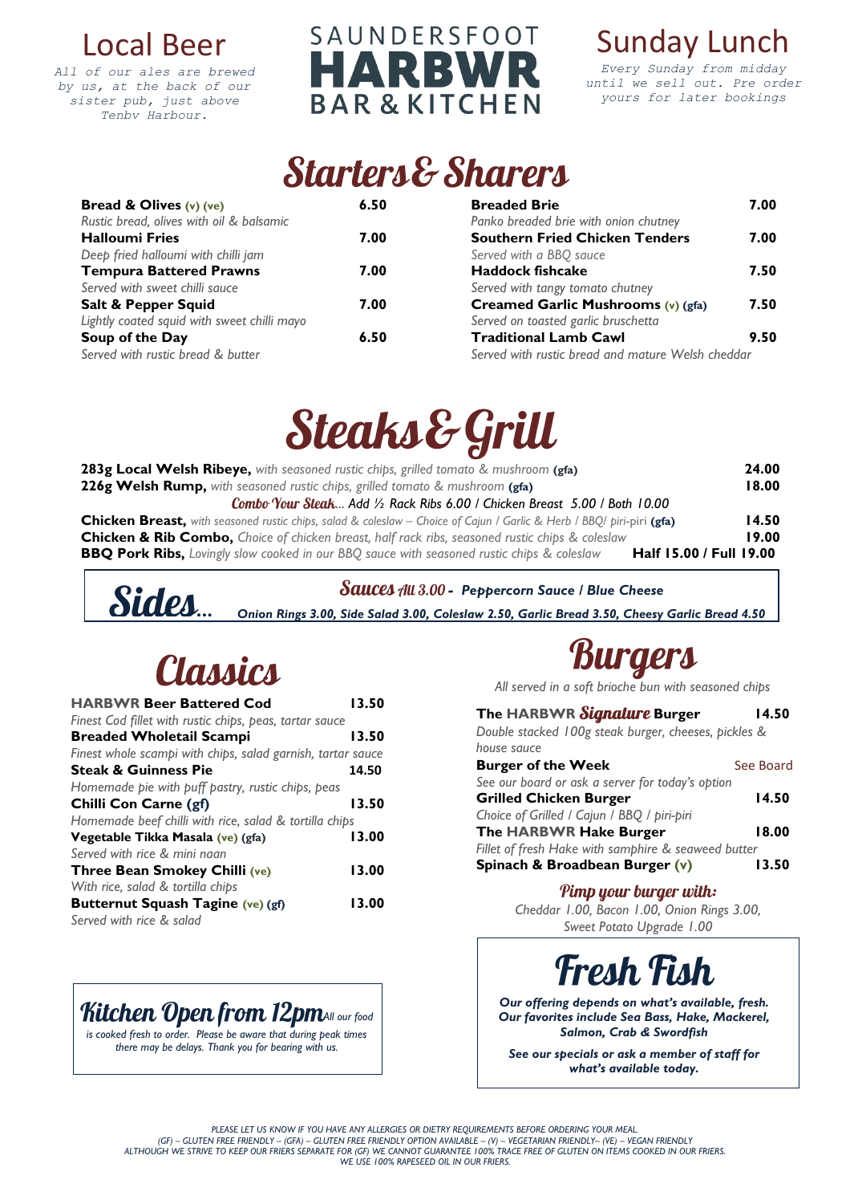## Local Beer

*All of our ales are brewed by us, at the back of our sister pub, just above Tenby Harbour.*

# SAUNDERSFOOT HARBWR BAR & KITCHEN

## Sunday Lunch

*Every Sunday from midday until we sell out. Pre order yours for later bookings*

# Starters & Sharers

**Bread & Olives (v) (ve)** 6.50
*Rustic bread, olives with oil & balsamic*

**Halloumi Fries** 7.00
*Deep fried halloumi with chilli jam*

**Tempura Battered Prawns** 7.00
*Served with sweet chilli sauce*

**Salt & Pepper Squid** 7.00
*Lightly coated squid with sweet chilli mayo*

**Soup of the Day** 6.50
*Served with rustic bread & butter*

**Breaded Brie** 7.00
*Panko breaded brie with onion chutney*

**Southern Fried Chicken Tenders** 7.00
*Served with a BBQ sauce*

**Haddock fishcake** 7.50
*Served with tangy tomato chutney*

**Creamed Garlic Mushrooms (v) (gfa)** 7.50
*Served on toasted garlic bruschetta*

**Traditional Lamb Cawl** 9.50
*Served with rustic bread and mature Welsh cheddar*

# Steaks & Grill

**283g Local Welsh Ribeye,** *with seasoned rustic chips, grilled tomato & mushroom* **(gfa)** 24.00

**226g Welsh Rump,** *with seasoned rustic chips, grilled tomato & mushroom* **(gfa)** 18.00

*Combo Your Steak... Add ½ Rack Ribs 6.00 / Chicken Breast 5.00 / Both 10.00*

**Chicken Breast,** *with seasoned rustic chips, salad & coleslaw – Choice of Cajun / Garlic & Herb / BBQ/ piri-piri* **(gfa)** 14.50

**Chicken & Rib Combo,** *Choice of chicken breast, half rack ribs, seasoned rustic chips & coleslaw* 19.00

**BBQ Pork Ribs,** *Lovingly slow cooked in our BBQ sauce with seasoned rustic chips & coleslaw* **Half 15.00 / Full 19.00**

## Sides...

***Sauces All 3.00 - Peppercorn Sauce / Blue Cheese***

***Onion Rings 3.00, Side Salad 3.00, Coleslaw 2.50, Garlic Bread 3.50, Cheesy Garlic Bread 4.50***

# Classics

**HARBWR Beer Battered Cod** 13.50
*Finest Cod fillet with rustic chips, peas, tartar sauce*

**Breaded Wholetail Scampi** 13.50
*Finest whole scampi with chips, salad garnish, tartar sauce*

**Steak & Guinness Pie** 14.50
*Homemade pie with puff pastry, rustic chips, peas*

**Chilli Con Carne (gf)** 13.50
*Homemade beef chilli with rice, salad & tortilla chips*

**Vegetable Tikka Masala (ve) (gfa)** 13.00
*Served with rice & mini naan*

**Three Bean Smokey Chilli (ve)** 13.00
*With rice, salad & tortilla chips*

**Butternut Squash Tagine (ve) (gf)** 13.00
*Served with rice & salad*

## Kitchen Open from 12pm

*All our food is cooked fresh to order. Please be aware that during peak times there may be delays. Thank you for bearing with us.*

# Burgers

*All served in a soft brioche bun with seasoned chips*

**The HARBWR *Signature* Burger** 14.50
*Double stacked 100g steak burger, cheeses, pickles & house sauce*

**Burger of the Week** See Board
*See our board or ask a server for today's option*

**Grilled Chicken Burger** 14.50
*Choice of Grilled / Cajun / BBQ / piri-piri*

**The HARBWR Hake Burger** 18.00
*Fillet of fresh Hake with samphire & seaweed butter*

**Spinach & Broadbean Burger (v)** 13.50

### Pimp your burger with:

*Cheddar 1.00, Bacon 1.00, Onion Rings 3.00, Sweet Potato Upgrade 1.00*

# Fresh Fish

***Our offering depends on what's available, fresh. Our favorites include Sea Bass, Hake, Mackerel, Salmon, Crab & Swordfish***

***See our specials or ask a member of staff for what's available today.***

*PLEASE LET US KNOW IF YOU HAVE ANY ALLERGIES OR DIETRY REQUIREMENTS BEFORE ORDERING YOUR MEAL.*
*(GF) – GLUTEN FREE FRIENDLY – (GFA) – GLUTEN FREE FRIENDLY OPTION AVAILABLE – (V) – VEGETARIAN FRIENDLY– (VE) – VEGAN FRIENDLY*
*ALTHOUGH WE STRIVE TO KEEP OUR FRIERS SEPARATE FOR (GF) WE CANNOT GUARANTEE 100% TRACE FREE OF GLUTEN ON ITEMS COOKED IN OUR FRIERS.*
*WE USE 100% RAPESEED OIL IN OUR FRIERS.*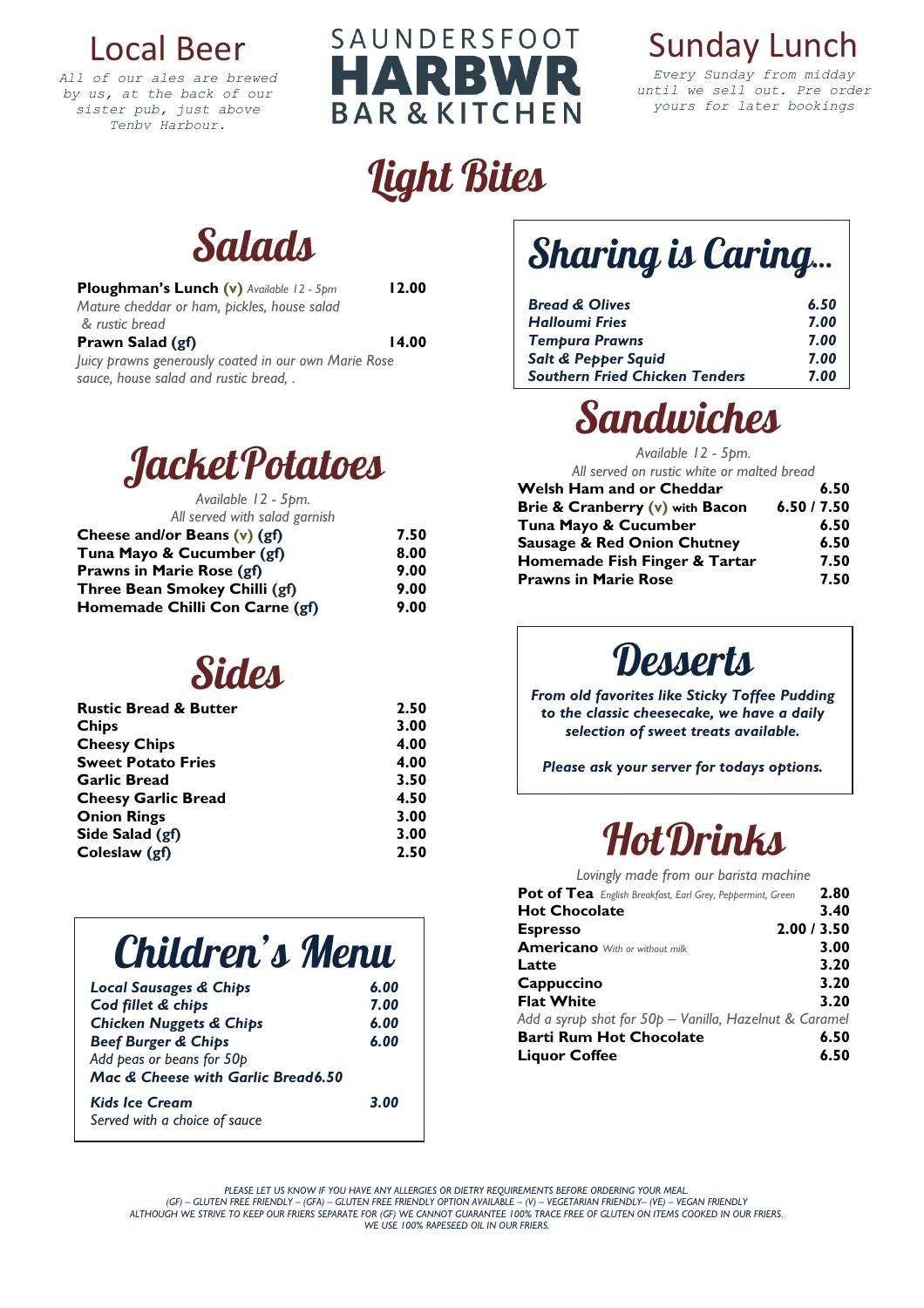## Local Beer

*All of our ales are brewed by us, at the back of our sister pub, just above Tenby Harbour.*

# SAUNDERSFOOT HARBWR BAR & KITCHEN

## Sunday Lunch

*Every Sunday from midday until we sell out. Pre order yours for later bookings*

# Light Bites

## Salads

**Ploughman's Lunch (v)** *Available 12 - 5pm* **12.00**
*Mature cheddar or ham, pickles, house salad & rustic bread*

**Prawn Salad (gf)** **14.00**
*Juicy prawns generously coated in our own Marie Rose sauce, house salad and rustic bread, .*

## Jacket Potatoes

*Available 12 - 5pm.*
*All served with salad garnish*

| | |
|---|---|
| **Cheese and/or Beans (v) (gf)** | **7.50** |
| **Tuna Mayo & Cucumber (gf)** | **8.00** |
| **Prawns in Marie Rose (gf)** | **9.00** |
| **Three Bean Smokey Chilli (gf)** | **9.00** |
| **Homemade Chilli Con Carne (gf)** | **9.00** |

## Sides

| | |
|---|---|
| **Rustic Bread & Butter** | **2.50** |
| **Chips** | **3.00** |
| **Cheesy Chips** | **4.00** |
| **Sweet Potato Fries** | **4.00** |
| **Garlic Bread** | **3.50** |
| **Cheesy Garlic Bread** | **4.50** |
| **Onion Rings** | **3.00** |
| **Side Salad (gf)** | **3.00** |
| **Coleslaw (gf)** | **2.50** |

## Children's Menu

| | |
|---|---|
| ***Local Sausages & Chips*** | ***6.00*** |
| ***Cod fillet & chips*** | ***7.00*** |
| ***Chicken Nuggets & Chips*** | ***6.00*** |
| ***Beef Burger & Chips*** | ***6.00*** |

*Add peas or beans for 50p*

***Mac & Cheese with Garlic Bread6.50***

***Kids Ice Cream*** ***3.00***
*Served with a choice of sauce*

## Sharing is Caring...

| | |
|---|---|
| ***Bread & Olives*** | ***6.50*** |
| ***Halloumi Fries*** | ***7.00*** |
| ***Tempura Prawns*** | ***7.00*** |
| ***Salt & Pepper Squid*** | ***7.00*** |
| ***Southern Fried Chicken Tenders*** | ***7.00*** |

## Sandwiches

*Available 12 - 5pm.*
*All served on rustic white or malted bread*

| | |
|---|---|
| **Welsh Ham and or Cheddar** | **6.50** |
| **Brie & Cranberry (v) with Bacon** | **6.50 / 7.50** |
| **Tuna Mayo & Cucumber** | **6.50** |
| **Sausage & Red Onion Chutney** | **6.50** |
| **Homemade Fish Finger & Tartar** | **7.50** |
| **Prawns in Marie Rose** | **7.50** |

## Desserts

***From old favorites like Sticky Toffee Pudding to the classic cheesecake, we have a daily selection of sweet treats available.***

***Please ask your server for todays options.***

## Hot Drinks

*Lovingly made from our barista machine*

| | |
|---|---|
| **Pot of Tea** *English Breakfast, Earl Grey, Peppermint, Green* | **2.80** |
| **Hot Chocolate** | **3.40** |
| **Espresso** | **2.00 / 3.50** |
| **Americano** *With or without milk* | **3.00** |
| **Latte** | **3.20** |
| **Cappuccino** | **3.20** |
| **Flat White** | **3.20** |

*Add a syrup shot for 50p – Vanilla, Hazelnut & Caramel*

| | |
|---|---|
| **Barti Rum Hot Chocolate** | **6.50** |
| **Liquor Coffee** | **6.50** |

*PLEASE LET US KNOW IF YOU HAVE ANY ALLERGIES OR DIETRY REQUIREMENTS BEFORE ORDERING YOUR MEAL.*
*(GF) – GLUTEN FREE FRIENDLY – (GFA) – GLUTEN FREE FRIENDLY OPTION AVAILABLE – (V) – VEGETARIAN FRIENDLY– (VE) – VEGAN FRIENDLY*
*ALTHOUGH WE STRIVE TO KEEP OUR FRIERS SEPARATE FOR (GF) WE CANNOT GUARANTEE 100% TRACE FREE OF GLUTEN ON ITEMS COOKED IN OUR FRIERS.*
*WE USE 100% RAPESEED OIL IN OUR FRIERS.*